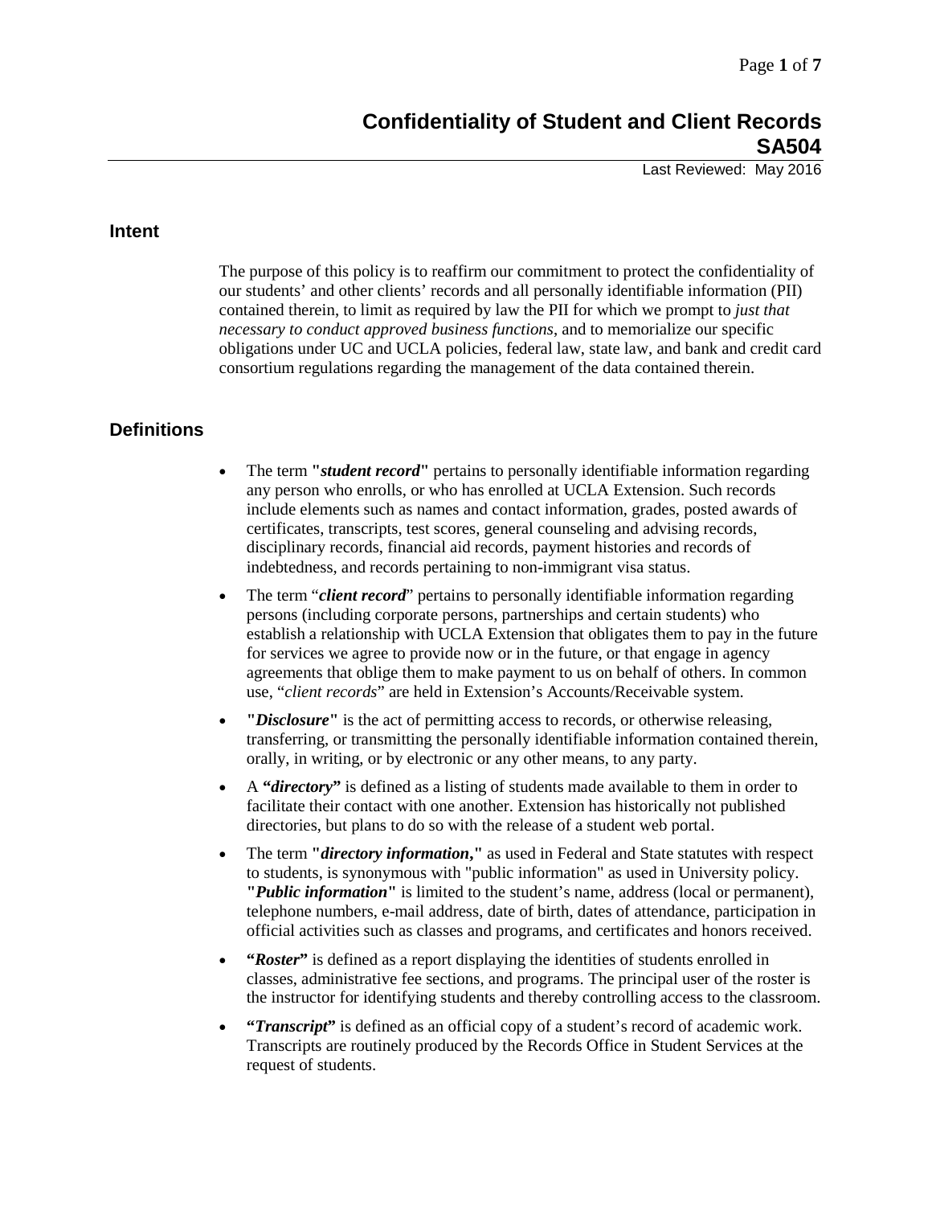# Confidentiality of Student and Client Records SA504

Last Reviewed: May 2016

## Intent

The purpose of this policy is to reaffirm our commitment to protect the confidentiality of our students' and other clients' records and all personally identifiable information (PII) contained therein, to limit as required by law the PII for which we prompt to *just that necessary to conduct approved business functions*, and to memorialize our specific obligations under UC and UCLA policies, federal law, state law, and bank and credit card consortium regulations regarding the management of the data contained therein.

## Definitions

- The term **"*student record*"** pertains to personally identifiable information regarding any person who enrolls, or who has enrolled at UCLA Extension. Such records include elements such as names and contact information, grades, posted awards of certificates, transcripts, test scores, general counseling and advising records, disciplinary records, financial aid records, payment histories and records of indebtedness, and records pertaining to non-immigrant visa status.
- The term "***client record***" pertains to personally identifiable information regarding persons (including corporate persons, partnerships and certain students) who establish a relationship with UCLA Extension that obligates them to pay in the future for services we agree to provide now or in the future, or that engage in agency agreements that oblige them to make payment to us on behalf of others. In common use, "*client records*" are held in Extension's Accounts/Receivable system.
- **"*Disclosure*"** is the act of permitting access to records, or otherwise releasing, transferring, or transmitting the personally identifiable information contained therein, orally, in writing, or by electronic or any other means, to any party.
- A **"*directory*"** is defined as a listing of students made available to them in order to facilitate their contact with one another. Extension has historically not published directories, but plans to do so with the release of a student web portal.
- The term **"*directory information*,"** as used in Federal and State statutes with respect to students, is synonymous with "public information" as used in University policy. **"*Public information*"** is limited to the student's name, address (local or permanent), telephone numbers, e-mail address, date of birth, dates of attendance, participation in official activities such as classes and programs, and certificates and honors received.
- **"*Roster*"** is defined as a report displaying the identities of students enrolled in classes, administrative fee sections, and programs. The principal user of the roster is the instructor for identifying students and thereby controlling access to the classroom.
- **"*Transcript*"** is defined as an official copy of a student's record of academic work. Transcripts are routinely produced by the Records Office in Student Services at the request of students.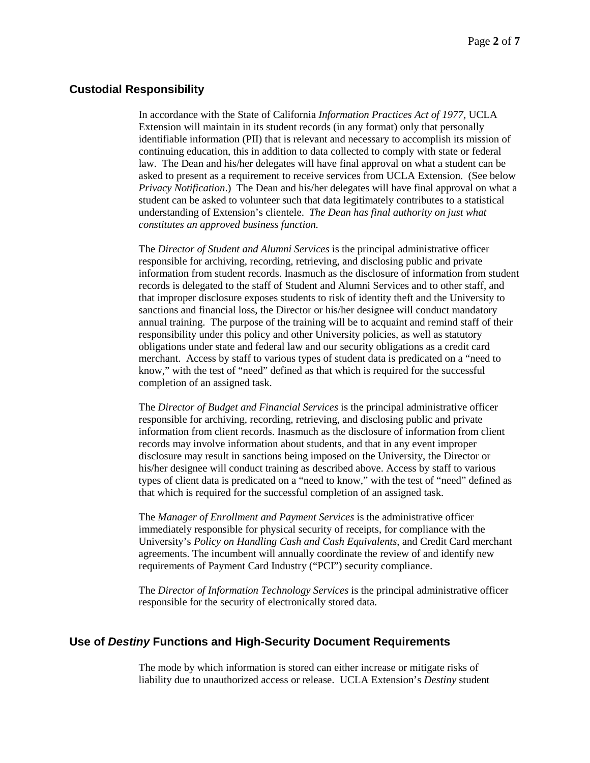## Custodial Responsibility

In accordance with the State of California *Information Practices Act of 1977*, UCLA Extension will maintain in its student records (in any format) only that personally identifiable information (PII) that is relevant and necessary to accomplish its mission of continuing education, this in addition to data collected to comply with state or federal law. The Dean and his/her delegates will have final approval on what a student can be asked to present as a requirement to receive services from UCLA Extension. (See below *Privacy Notification*.) The Dean and his/her delegates will have final approval on what a student can be asked to volunteer such that data legitimately contributes to a statistical understanding of Extension's clientele. *The Dean has final authority on just what constitutes an approved business function.*

The *Director of Student and Alumni Services* is the principal administrative officer responsible for archiving, recording, retrieving, and disclosing public and private information from student records. Inasmuch as the disclosure of information from student records is delegated to the staff of Student and Alumni Services and to other staff, and that improper disclosure exposes students to risk of identity theft and the University to sanctions and financial loss, the Director or his/her designee will conduct mandatory annual training. The purpose of the training will be to acquaint and remind staff of their responsibility under this policy and other University policies, as well as statutory obligations under state and federal law and our security obligations as a credit card merchant. Access by staff to various types of student data is predicated on a "need to know," with the test of "need" defined as that which is required for the successful completion of an assigned task.

The *Director of Budget and Financial Services* is the principal administrative officer responsible for archiving, recording, retrieving, and disclosing public and private information from client records. Inasmuch as the disclosure of information from client records may involve information about students, and that in any event improper disclosure may result in sanctions being imposed on the University, the Director or his/her designee will conduct training as described above. Access by staff to various types of client data is predicated on a "need to know," with the test of "need" defined as that which is required for the successful completion of an assigned task.

The *Manager of Enrollment and Payment Services* is the administrative officer immediately responsible for physical security of receipts, for compliance with the University's *Policy on Handling Cash and Cash Equivalents*, and Credit Card merchant agreements. The incumbent will annually coordinate the review of and identify new requirements of Payment Card Industry ("PCI") security compliance.

The *Director of Information Technology Services* is the principal administrative officer responsible for the security of electronically stored data.

## Use of *Destiny* Functions and High-Security Document Requirements

The mode by which information is stored can either increase or mitigate risks of liability due to unauthorized access or release. UCLA Extension's *Destiny* student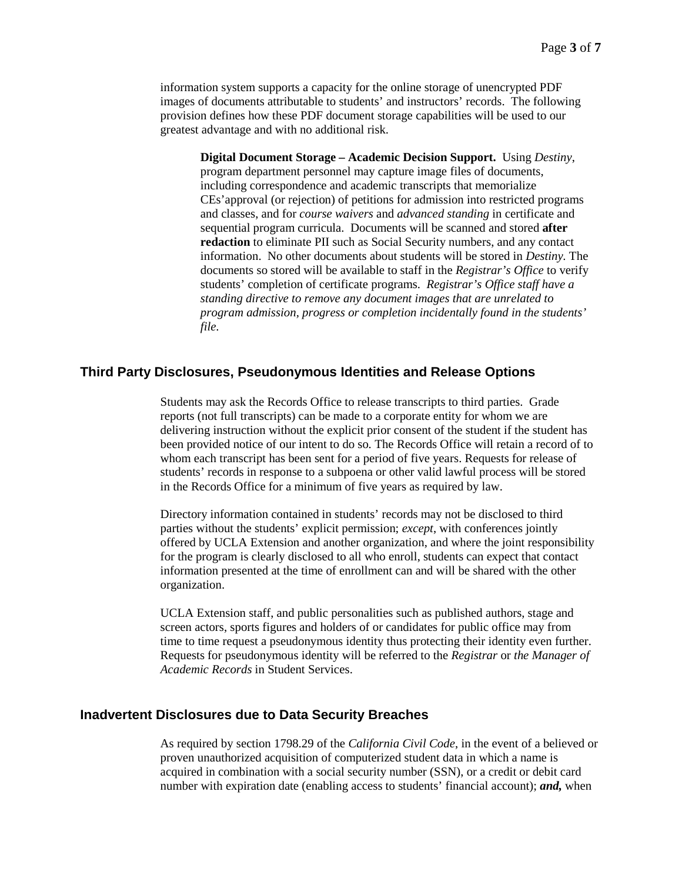information system supports a capacity for the online storage of unencrypted PDF images of documents attributable to students' and instructors' records. The following provision defines how these PDF document storage capabilities will be used to our greatest advantage and with no additional risk.

> **Digital Document Storage – Academic Decision Support.** Using *Destiny*, program department personnel may capture image files of documents, including correspondence and academic transcripts that memorialize CEs'approval (or rejection) of petitions for admission into restricted programs and classes, and for *course waivers* and *advanced standing* in certificate and sequential program curricula. Documents will be scanned and stored **after redaction** to eliminate PII such as Social Security numbers, and any contact information. No other documents about students will be stored in *Destiny*. The documents so stored will be available to staff in the *Registrar's Office* to verify students' completion of certificate programs. *Registrar's Office staff have a standing directive to remove any document images that are unrelated to program admission, progress or completion incidentally found in the students' file.*

## Third Party Disclosures, Pseudonymous Identities and Release Options

Students may ask the Records Office to release transcripts to third parties. Grade reports (not full transcripts) can be made to a corporate entity for whom we are delivering instruction without the explicit prior consent of the student if the student has been provided notice of our intent to do so. The Records Office will retain a record of to whom each transcript has been sent for a period of five years. Requests for release of students' records in response to a subpoena or other valid lawful process will be stored in the Records Office for a minimum of five years as required by law.

Directory information contained in students' records may not be disclosed to third parties without the students' explicit permission; *except*, with conferences jointly offered by UCLA Extension and another organization, and where the joint responsibility for the program is clearly disclosed to all who enroll, students can expect that contact information presented at the time of enrollment can and will be shared with the other organization.

UCLA Extension staff, and public personalities such as published authors, stage and screen actors, sports figures and holders of or candidates for public office may from time to time request a pseudonymous identity thus protecting their identity even further. Requests for pseudonymous identity will be referred to the *Registrar* or *the Manager of Academic Records* in Student Services.

## Inadvertent Disclosures due to Data Security Breaches

As required by section 1798.29 of the *California Civil Code*, in the event of a believed or proven unauthorized acquisition of computerized student data in which a name is acquired in combination with a social security number (SSN), or a credit or debit card number with expiration date (enabling access to students' financial account); ***and,*** when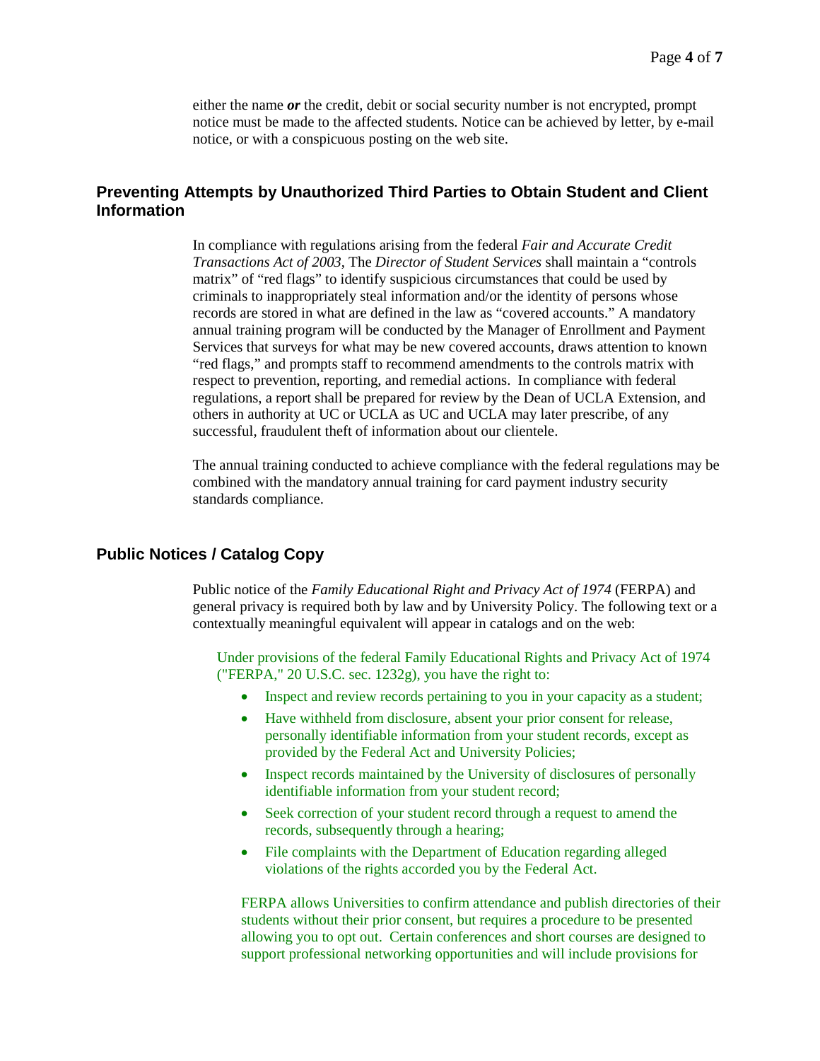either the name ***or*** the credit, debit or social security number is not encrypted, prompt notice must be made to the affected students. Notice can be achieved by letter, by e-mail notice, or with a conspicuous posting on the web site.

## Preventing Attempts by Unauthorized Third Parties to Obtain Student and Client Information

In compliance with regulations arising from the federal *Fair and Accurate Credit Transactions Act of 2003*, The *Director of Student Services* shall maintain a "controls matrix" of "red flags" to identify suspicious circumstances that could be used by criminals to inappropriately steal information and/or the identity of persons whose records are stored in what are defined in the law as "covered accounts." A mandatory annual training program will be conducted by the Manager of Enrollment and Payment Services that surveys for what may be new covered accounts, draws attention to known "red flags," and prompts staff to recommend amendments to the controls matrix with respect to prevention, reporting, and remedial actions. In compliance with federal regulations, a report shall be prepared for review by the Dean of UCLA Extension, and others in authority at UC or UCLA as UC and UCLA may later prescribe, of any successful, fraudulent theft of information about our clientele.

The annual training conducted to achieve compliance with the federal regulations may be combined with the mandatory annual training for card payment industry security standards compliance.

## Public Notices / Catalog Copy

Public notice of the *Family Educational Right and Privacy Act of 1974* (FERPA) and general privacy is required both by law and by University Policy. The following text or a contextually meaningful equivalent will appear in catalogs and on the web:

Under provisions of the federal Family Educational Rights and Privacy Act of 1974 ("FERPA," 20 U.S.C. sec. 1232g), you have the right to:

- Inspect and review records pertaining to you in your capacity as a student;
- Have withheld from disclosure, absent your prior consent for release, personally identifiable information from your student records, except as provided by the Federal Act and University Policies;
- Inspect records maintained by the University of disclosures of personally identifiable information from your student record;
- Seek correction of your student record through a request to amend the records, subsequently through a hearing;
- File complaints with the Department of Education regarding alleged violations of the rights accorded you by the Federal Act.

FERPA allows Universities to confirm attendance and publish directories of their students without their prior consent, but requires a procedure to be presented allowing you to opt out. Certain conferences and short courses are designed to support professional networking opportunities and will include provisions for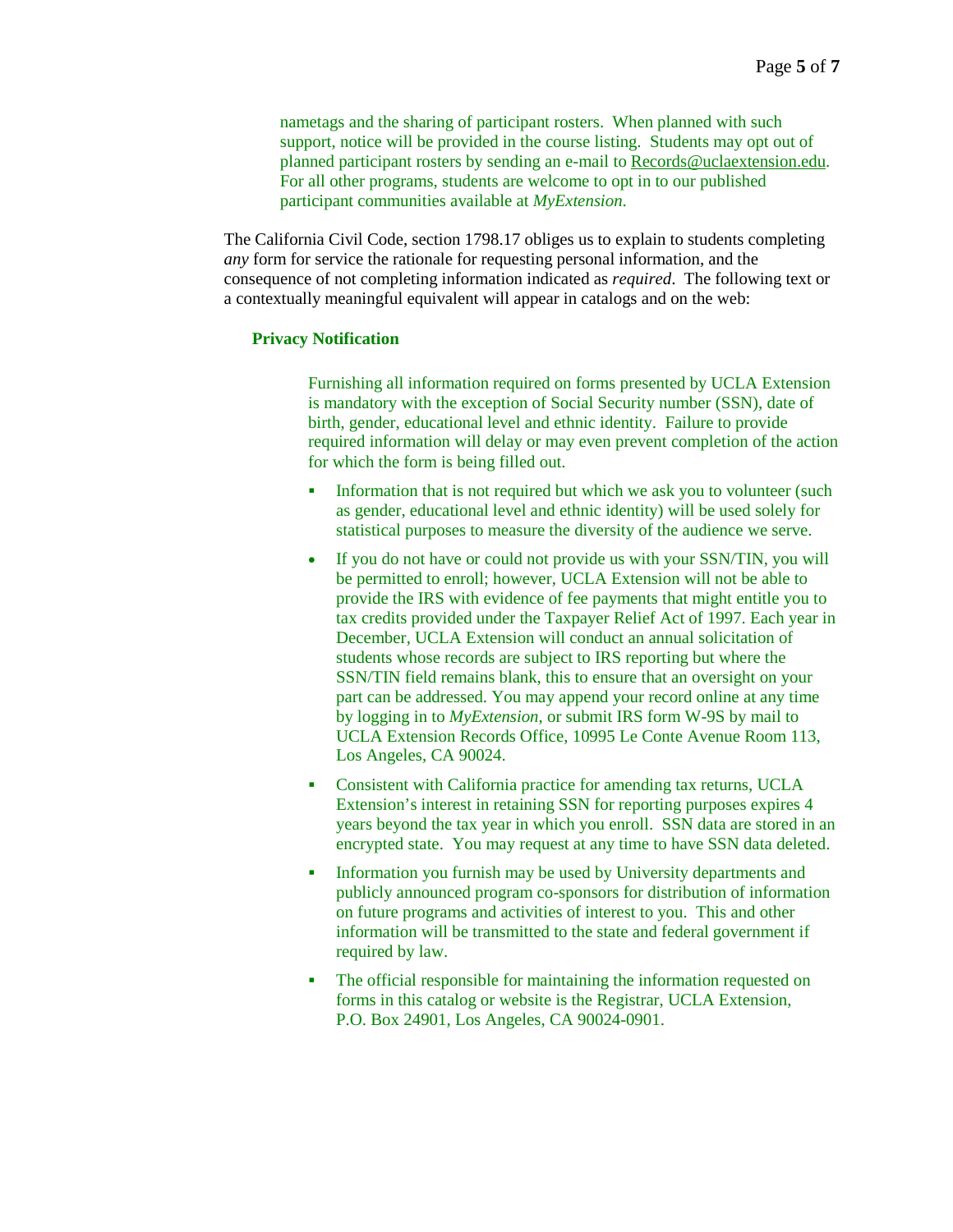nametags and the sharing of participant rosters. When planned with such support, notice will be provided in the course listing. Students may opt out of planned participant rosters by sending an e-mail to Records@uclaextension.edu. For all other programs, students are welcome to opt in to our published participant communities available at *MyExtension*.

The California Civil Code, section 1798.17 obliges us to explain to students completing *any* form for service the rationale for requesting personal information, and the consequence of not completing information indicated as *required*. The following text or a contextually meaningful equivalent will appear in catalogs and on the web:

**Privacy Notification**

Furnishing all information required on forms presented by UCLA Extension is mandatory with the exception of Social Security number (SSN), date of birth, gender, educational level and ethnic identity. Failure to provide required information will delay or may even prevent completion of the action for which the form is being filled out.

- Information that is not required but which we ask you to volunteer (such as gender, educational level and ethnic identity) will be used solely for statistical purposes to measure the diversity of the audience we serve.
- If you do not have or could not provide us with your SSN/TIN, you will be permitted to enroll; however, UCLA Extension will not be able to provide the IRS with evidence of fee payments that might entitle you to tax credits provided under the Taxpayer Relief Act of 1997. Each year in December, UCLA Extension will conduct an annual solicitation of students whose records are subject to IRS reporting but where the SSN/TIN field remains blank, this to ensure that an oversight on your part can be addressed. You may append your record online at any time by logging in to *MyExtension*, or submit IRS form W-9S by mail to UCLA Extension Records Office, 10995 Le Conte Avenue Room 113, Los Angeles, CA 90024.
- Consistent with California practice for amending tax returns, UCLA Extension's interest in retaining SSN for reporting purposes expires 4 years beyond the tax year in which you enroll. SSN data are stored in an encrypted state. You may request at any time to have SSN data deleted.
- Information you furnish may be used by University departments and publicly announced program co-sponsors for distribution of information on future programs and activities of interest to you. This and other information will be transmitted to the state and federal government if required by law.
- The official responsible for maintaining the information requested on forms in this catalog or website is the Registrar, UCLA Extension, P.O. Box 24901, Los Angeles, CA 90024-0901.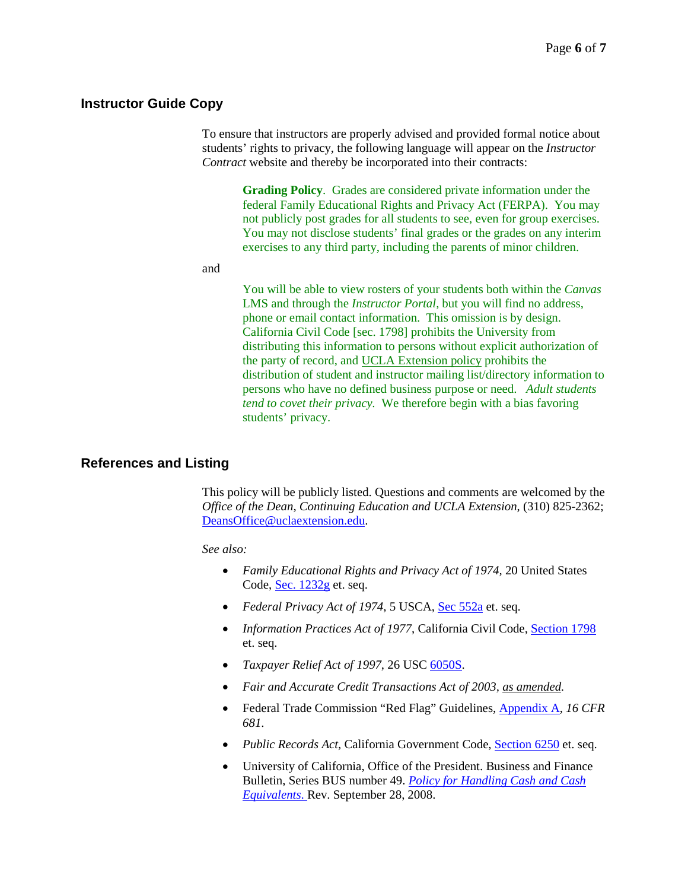## Instructor Guide Copy

To ensure that instructors are properly advised and provided formal notice about students' rights to privacy, the following language will appear on the *Instructor Contract* website and thereby be incorporated into their contracts:

> **Grading Policy**. Grades are considered private information under the federal Family Educational Rights and Privacy Act (FERPA). You may not publicly post grades for all students to see, even for group exercises. You may not disclose students' final grades or the grades on any interim exercises to any third party, including the parents of minor children.

and

> You will be able to view rosters of your students both within the *Canvas* LMS and through the *Instructor Portal*, but you will find no address, phone or email contact information. This omission is by design. California Civil Code [sec. 1798] prohibits the University from distributing this information to persons without explicit authorization of the party of record, and UCLA Extension policy prohibits the distribution of student and instructor mailing list/directory information to persons who have no defined business purpose or need. *Adult students tend to covet their privacy.* We therefore begin with a bias favoring students' privacy.

## References and Listing

This policy will be publicly listed. Questions and comments are welcomed by the *Office of the Dean, Continuing Education and UCLA Extension*, (310) 825-2362; DeansOffice@uclaextension.edu.

*See also:*

- *Family Educational Rights and Privacy Act of 1974,* 20 United States Code, Sec. 1232g et. seq.
- *Federal Privacy Act of 1974*, 5 USCA, Sec 552a et. seq.
- *Information Practices Act of 1977*, California Civil Code, Section 1798 et. seq.
- *Taxpayer Relief Act of 1997*, 26 USC 6050S.
- *Fair and Accurate Credit Transactions Act of 2003, as amended.*
- Federal Trade Commission "Red Flag" Guidelines, Appendix A, *16 CFR 681.*
- *Public Records Act*, California Government Code, Section 6250 et. seq.
- University of California, Office of the President. Business and Finance Bulletin, Series BUS number 49. *Policy for Handling Cash and Cash Equivalents.* Rev. September 28, 2008.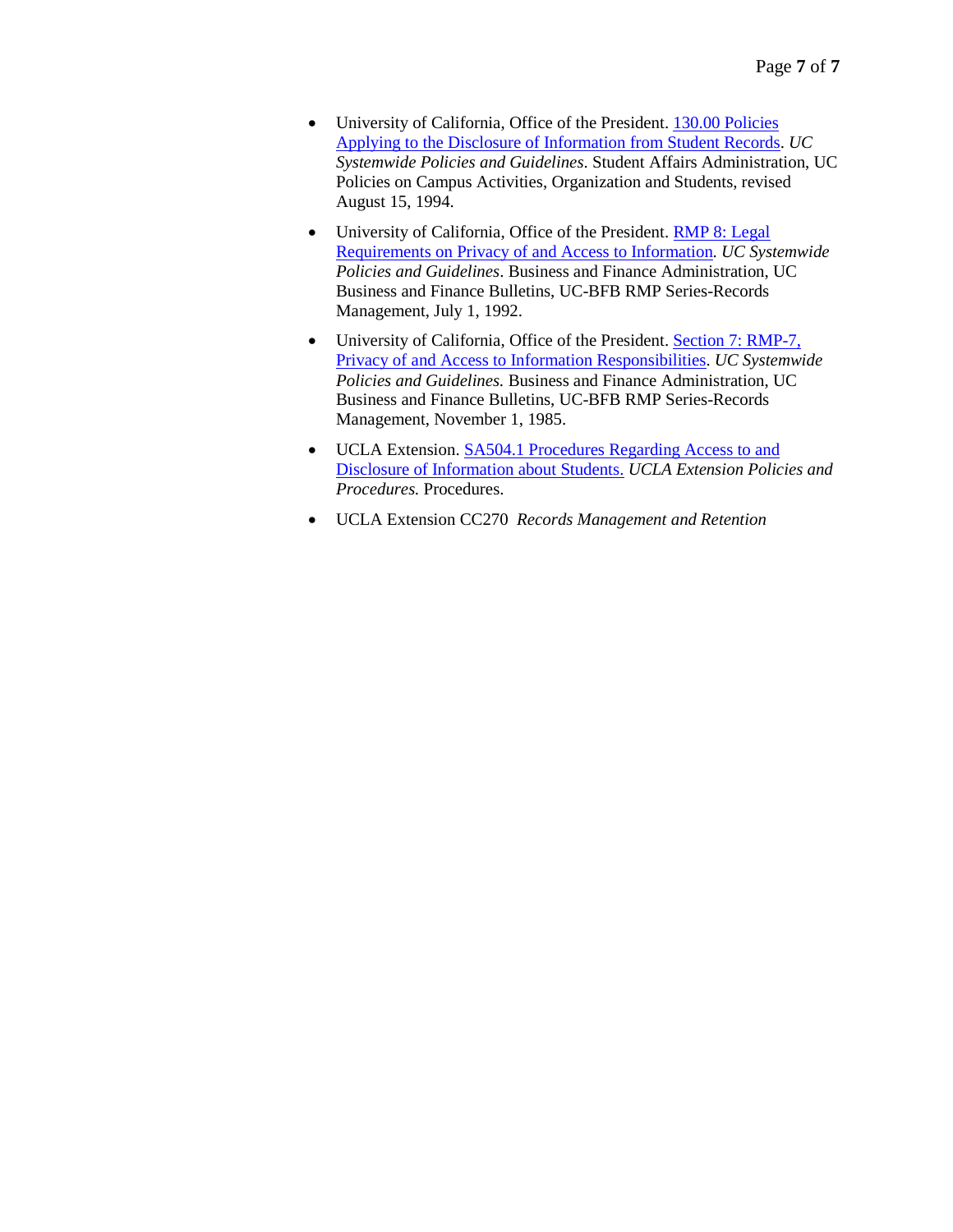- University of California, Office of the President. 130.00 Policies Applying to the Disclosure of Information from Student Records. *UC Systemwide Policies and Guidelines*. Student Affairs Administration, UC Policies on Campus Activities, Organization and Students, revised August 15, 1994.

- University of California, Office of the President. RMP 8: Legal Requirements on Privacy of and Access to Information*.* *UC Systemwide Policies and Guidelines*. Business and Finance Administration, UC Business and Finance Bulletins, UC-BFB RMP Series-Records Management, July 1, 1992.

- University of California, Office of the President. Section 7: RMP-7, Privacy of and Access to Information Responsibilities. *UC Systemwide Policies and Guidelines.* Business and Finance Administration, UC Business and Finance Bulletins, UC-BFB RMP Series-Records Management, November 1, 1985.

- UCLA Extension. SA504.1 Procedures Regarding Access to and Disclosure of Information about Students. *UCLA Extension Policies and Procedures.* Procedures.

- UCLA Extension CC270 *Records Management and Retention*